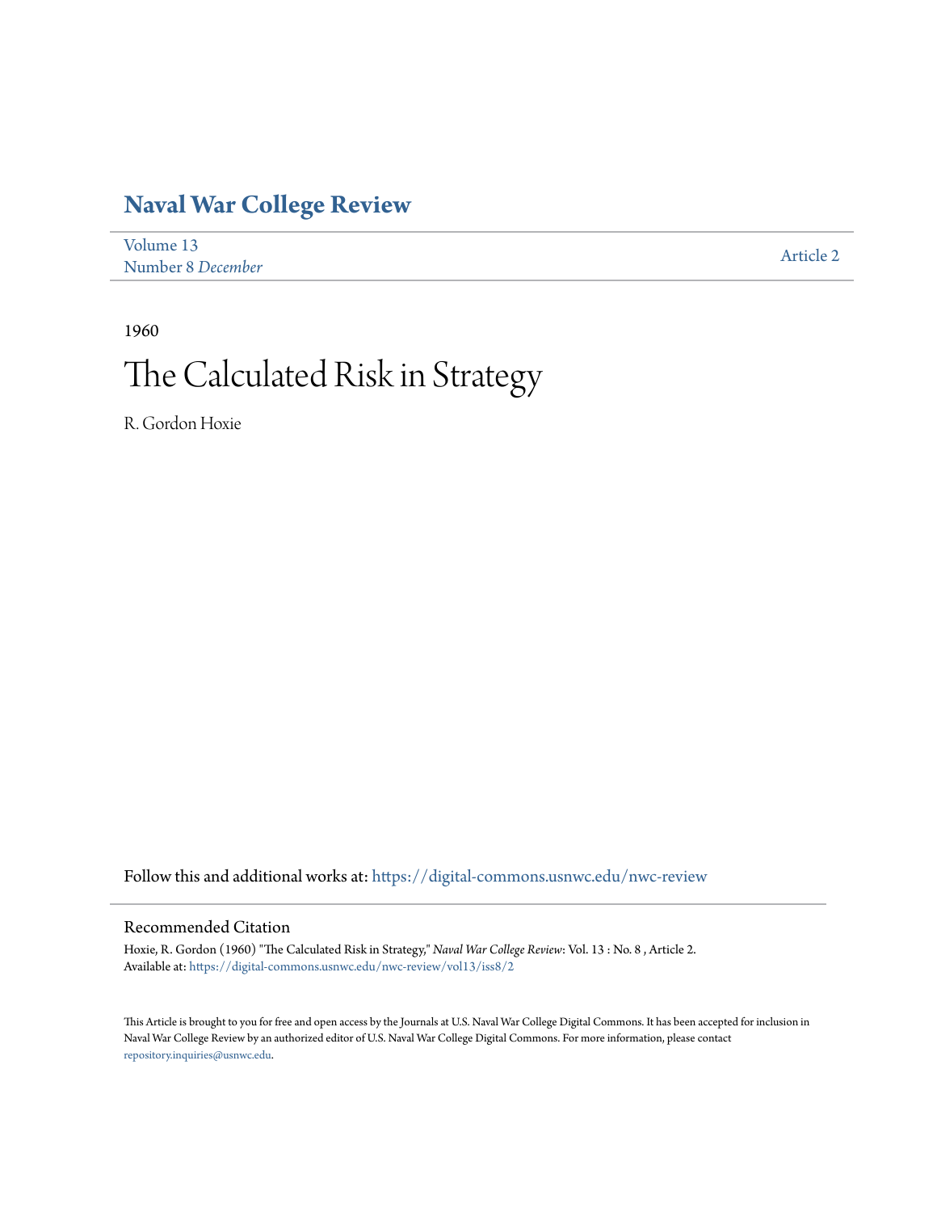# Naval War College Review

Volume 13
Number 8 *December*

Article 2

1960

# The Calculated Risk in Strategy

R. Gordon Hoxie

Follow this and additional works at: https://digital-commons.usnwc.edu/nwc-review

## Recommended Citation

Hoxie, R. Gordon (1960) "The Calculated Risk in Strategy," *Naval War College Review*: Vol. 13 : No. 8 , Article 2.
Available at: https://digital-commons.usnwc.edu/nwc-review/vol13/iss8/2

This Article is brought to you for free and open access by the Journals at U.S. Naval War College Digital Commons. It has been accepted for inclusion in Naval War College Review by an authorized editor of U.S. Naval War College Digital Commons. For more information, please contact repository.inquiries@usnwc.edu.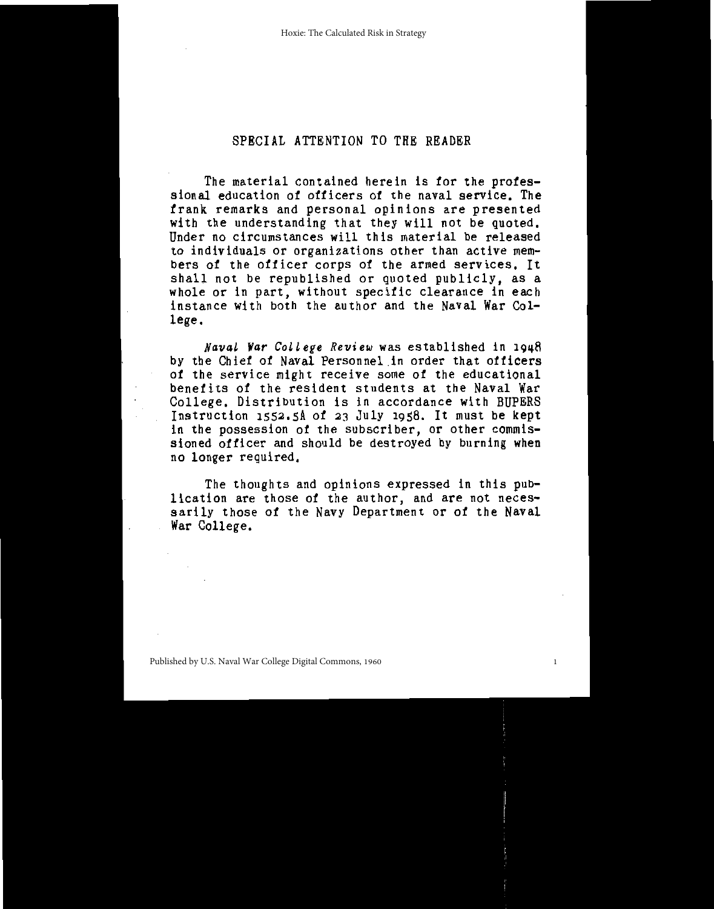# SPECIAL ATTENTION TO THE READER

The material contained herein is for the professional education of officers of the naval service. The frank remarks and personal opinions are presented with the understanding that they will not be quoted. Under no circumstances will this material be released to individuals or organizations other than active members of the officer corps of the armed services. It shall not be republished or quoted publicly, as a whole or in part, without specific clearance in each instance with both the author and the Naval War College.

*Naval War College Review* was established in 1948 by the Chief of Naval Personnel in order that officers of the service might receive some of the educational benefits of the resident students at the Naval War College. Distribution is in accordance with BUPERS Instruction 1552.5A of 23 July 1958. It must be kept in the possession of the subscriber, or other commissioned officer and should be destroyed by burning when no longer required.

The thoughts and opinions expressed in this publication are those of the author, and are not necessarily those of the Navy Department or of the Naval War College.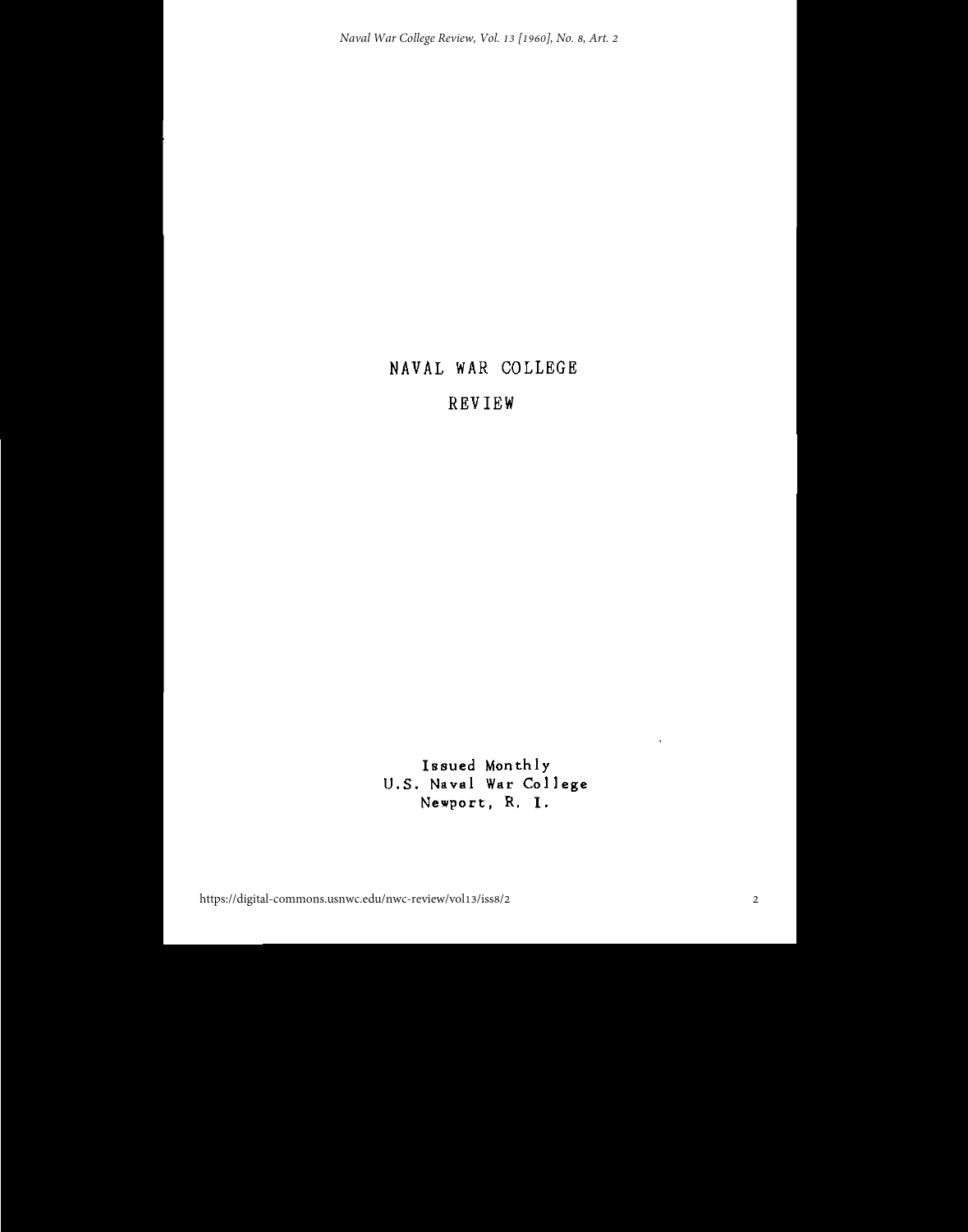# NAVAL WAR COLLEGE

# REVIEW

Issued Monthly
U.S. Naval War College
Newport, R. I.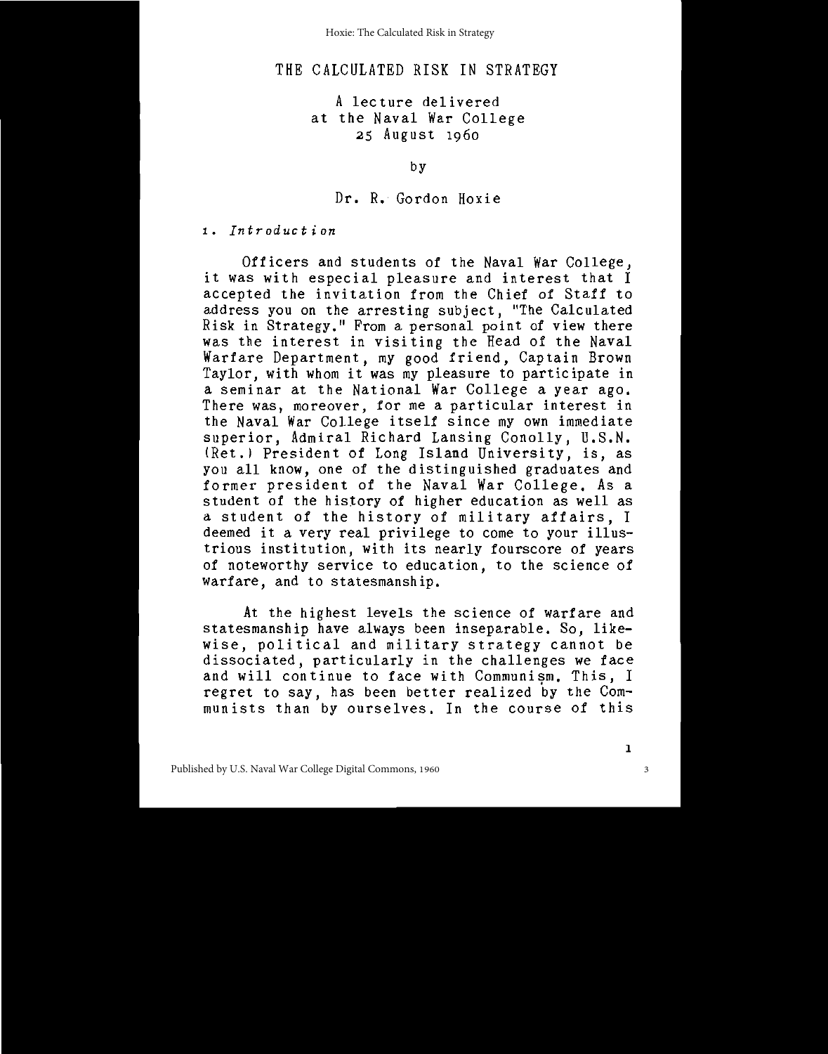# THE CALCULATED RISK IN STRATEGY

A lecture delivered
at the Naval War College
25 August 1960

by

Dr. R. Gordon Hoxie

## 1. *Introduction*

Officers and students of the Naval War College, it was with especial pleasure and interest that I accepted the invitation from the Chief of Staff to address you on the arresting subject, "The Calculated Risk in Strategy." From a personal point of view there was the interest in visiting the Head of the Naval Warfare Department, my good friend, Captain Brown Taylor, with whom it was my pleasure to participate in a seminar at the National War College a year ago. There was, moreover, for me a particular interest in the Naval War College itself since my own immediate superior, Admiral Richard Lansing Conolly, U.S.N. (Ret.) President of Long Island University, is, as you all know, one of the distinguished graduates and former president of the Naval War College. As a student of the history of higher education as well as a student of the history of military affairs, I deemed it a very real privilege to come to your illustrious institution, with its nearly fourscore of years of noteworthy service to education, to the science of warfare, and to statesmanship.

At the highest levels the science of warfare and statesmanship have always been inseparable. So, likewise, political and military strategy cannot be dissociated, particularly in the challenges we face and will continue to face with Communism. This, I regret to say, has been better realized by the Communists than by ourselves. In the course of this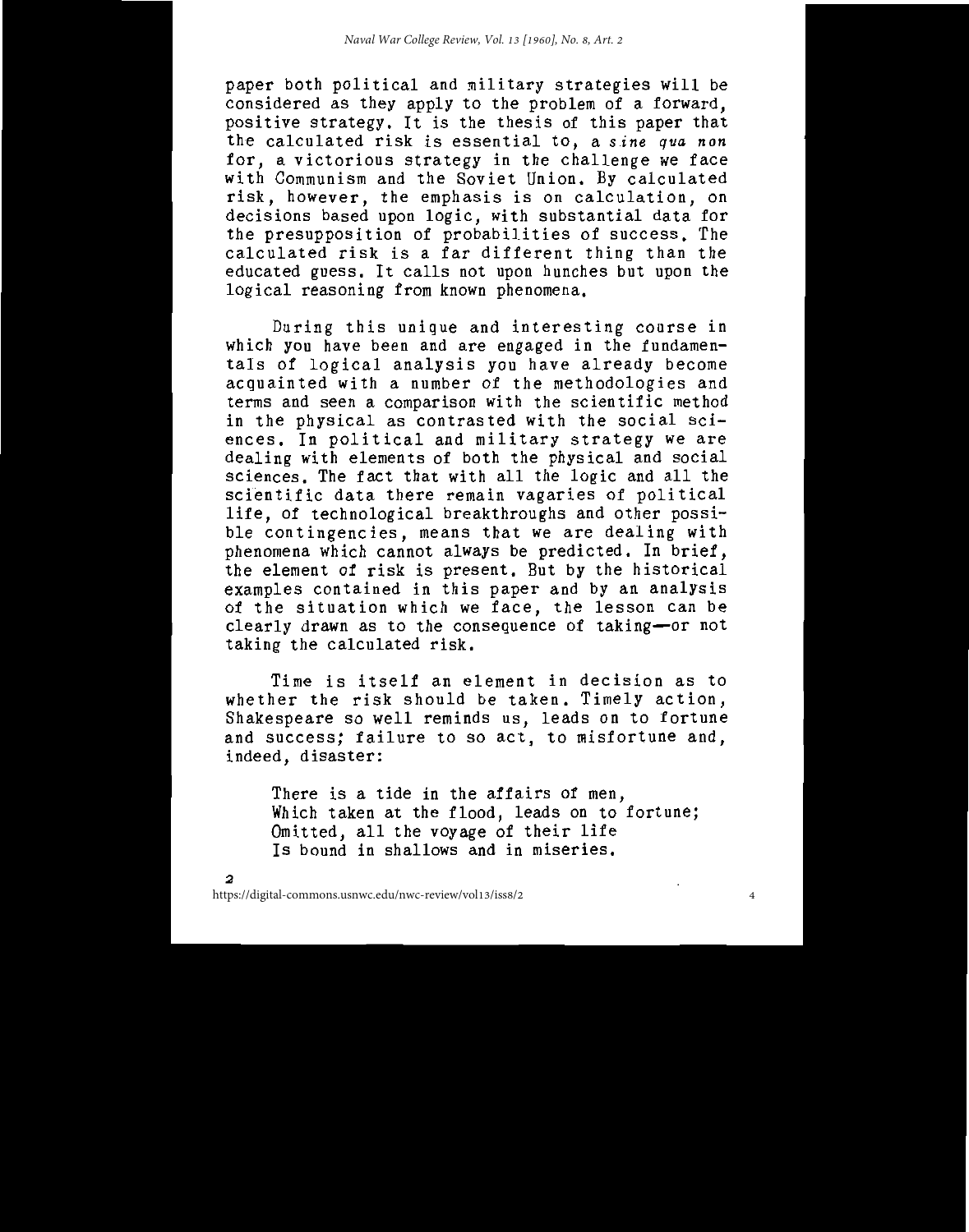paper both political and military strategies will be considered as they apply to the problem of a forward, positive strategy. It is the thesis of this paper that the calculated risk is essential to, a *sine qua non* for, a victorious strategy in the challenge we face with Communism and the Soviet Union. By calculated risk, however, the emphasis is on calculation, on decisions based upon logic, with substantial data for the presupposition of probabilities of success. The calculated risk is a far different thing than the educated guess. It calls not upon hunches but upon the logical reasoning from known phenomena.

During this unique and interesting course in which you have been and are engaged in the fundamentals of logical analysis you have already become acquainted with a number of the methodologies and terms and seen a comparison with the scientific method in the physical as contrasted with the social sciences. In political and military strategy we are dealing with elements of both the physical and social sciences. The fact that with all the logic and all the scientific data there remain vagaries of political life, of technological breakthroughs and other possible contingencies, means that we are dealing with phenomena which cannot always be predicted. In brief, the element of risk is present. But by the historical examples contained in this paper and by an analysis of the situation which we face, the lesson can be clearly drawn as to the consequence of taking—or not taking the calculated risk.

Time is itself an element in decision as to whether the risk should be taken. Timely action, Shakespeare so well reminds us, leads on to fortune and success; failure to so act, to misfortune and, indeed, disaster:

> There is a tide in the affairs of men,
> Which taken at the flood, leads on to fortune;
> Omitted, all the voyage of their life
> Is bound in shallows and in miseries.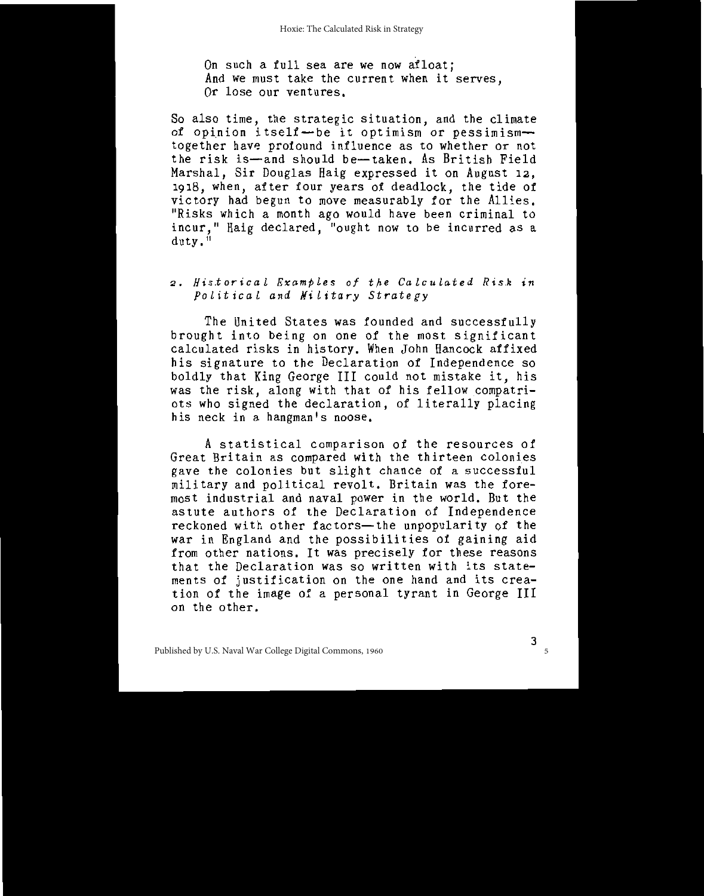On such a full sea are we now afloat;
And we must take the current when it serves,
Or lose our ventures.

So also time, the strategic situation, and the climate of opinion itself—be it optimism or pessimism—together have profound influence as to whether or not the risk is—and should be—taken. As British Field Marshal, Sir Douglas Haig expressed it on August 12, 1918, when, after four years of deadlock, the tide of victory had begun to move measurably for the Allies. "Risks which a month ago would have been criminal to incur," Haig declared, "ought now to be incurred as a duty."

### 2. *Historical Examples of the Calculated Risk in Political and Military Strategy*

The United States was founded and successfully brought into being on one of the most significant calculated risks in history. When John Hancock affixed his signature to the Declaration of Independence so boldly that King George III could not mistake it, his was the risk, along with that of his fellow compatriots who signed the declaration, of literally placing his neck in a hangman's noose.

A statistical comparison of the resources of Great Britain as compared with the thirteen colonies gave the colonies but slight chance of a successful military and political revolt. Britain was the foremost industrial and naval power in the world. But the astute authors of the Declaration of Independence reckoned with other factors—the unpopularity of the war in England and the possibilities of gaining aid from other nations. It was precisely for these reasons that the Declaration was so written with its statements of justification on the one hand and its creation of the image of a personal tyrant in George III on the other.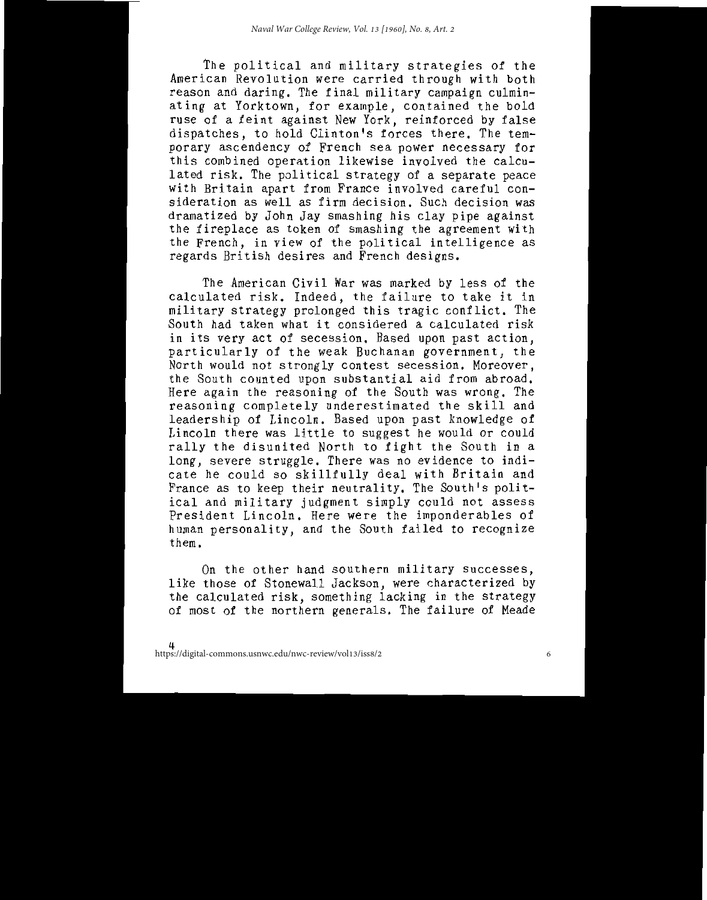The political and military strategies of the American Revolution were carried through with both reason and daring. The final military campaign culminating at Yorktown, for example, contained the bold ruse of a feint against New York, reinforced by false dispatches, to hold Clinton's forces there. The temporary ascendency of French sea power necessary for this combined operation likewise involved the calculated risk. The political strategy of a separate peace with Britain apart from France involved careful consideration as well as firm decision. Such decision was dramatized by John Jay smashing his clay pipe against the fireplace as token of smashing the agreement with the French, in view of the political intelligence as regards British desires and French designs.

The American Civil War was marked by less of the calculated risk. Indeed, the failure to take it in military strategy prolonged this tragic conflict. The South had taken what it considered a calculated risk in its very act of secession. Based upon past action, particularly of the weak Buchanan government, the North would not strongly contest secession. Moreover, the South counted upon substantial aid from abroad. Here again the reasoning of the South was wrong. The reasoning completely underestimated the skill and leadership of Lincoln. Based upon past knowledge of Lincoln there was little to suggest he would or could rally the disunited North to fight the South in a long, severe struggle. There was no evidence to indicate he could so skillfully deal with Britain and France as to keep their neutrality. The South's political and military judgment simply could not assess President Lincoln. Here were the imponderables of human personality, and the South failed to recognize them.

On the other hand southern military successes, like those of Stonewall Jackson, were characterized by the calculated risk, something lacking in the strategy of most of the northern generals. The failure of Meade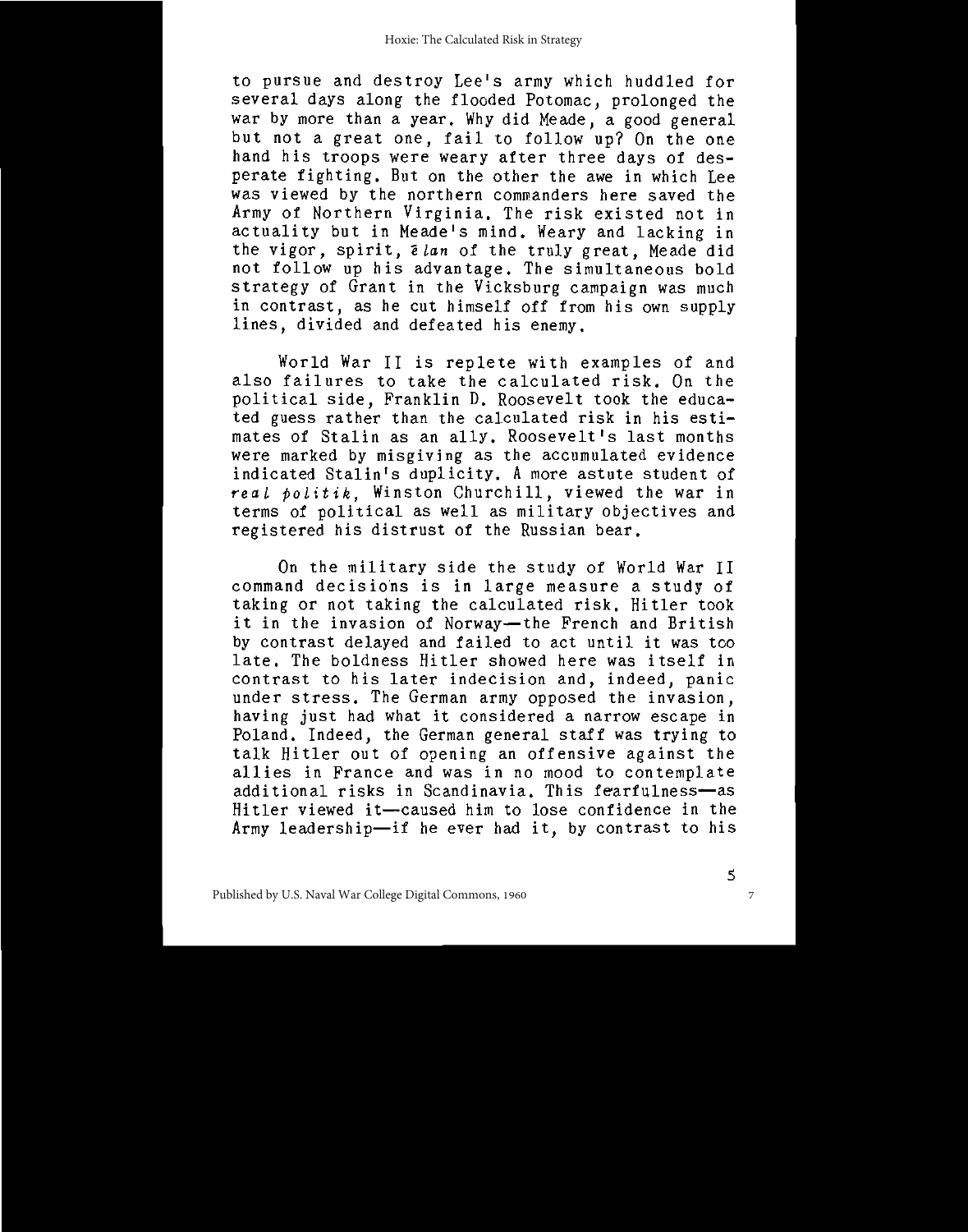to pursue and destroy Lee's army which huddled for several days along the flooded Potomac, prolonged the war by more than a year. Why did Meade, a good general but not a great one, fail to follow up? On the one hand his troops were weary after three days of desperate fighting. But on the other the awe in which Lee was viewed by the northern commanders here saved the Army of Northern Virginia. The risk existed not in actuality but in Meade's mind. Weary and lacking in the vigor, spirit, *élan* of the truly great, Meade did not follow up his advantage. The simultaneous bold strategy of Grant in the Vicksburg campaign was much in contrast, as he cut himself off from his own supply lines, divided and defeated his enemy.

World War II is replete with examples of and also failures to take the calculated risk. On the political side, Franklin D. Roosevelt took the educated guess rather than the calculated risk in his estimates of Stalin as an ally. Roosevelt's last months were marked by misgiving as the accumulated evidence indicated Stalin's duplicity. A more astute student of *real politik*, Winston Churchill, viewed the war in terms of political as well as military objectives and registered his distrust of the Russian bear.

On the military side the study of World War II command decisions is in large measure a study of taking or not taking the calculated risk. Hitler took it in the invasion of Norway—the French and British by contrast delayed and failed to act until it was too late. The boldness Hitler showed here was itself in contrast to his later indecision and, indeed, panic under stress. The German army opposed the invasion, having just had what it considered a narrow escape in Poland. Indeed, the German general staff was trying to talk Hitler out of opening an offensive against the allies in France and was in no mood to contemplate additional risks in Scandinavia. This fearfulness—as Hitler viewed it—caused him to lose confidence in the Army leadership—if he ever had it, by contrast to his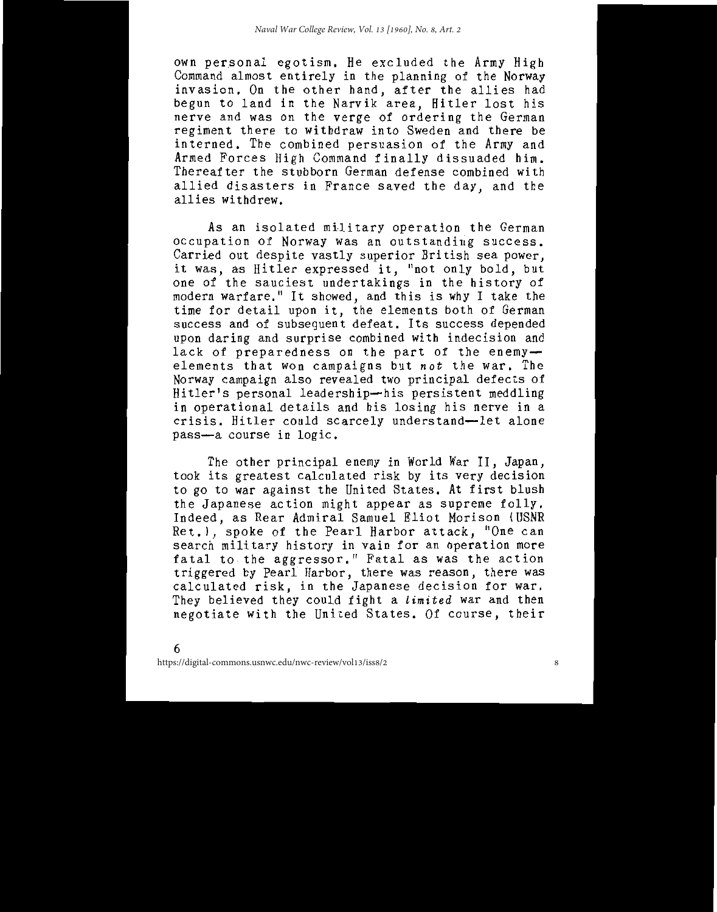own personal egotism. He excluded the Army High Command almost entirely in the planning of the Norway invasion. On the other hand, after the allies had begun to land in the Narvik area, Hitler lost his nerve and was on the verge of ordering the German regiment there to withdraw into Sweden and there be interned. The combined persuasion of the Army and Armed Forces High Command finally dissuaded him. Thereafter the stubborn German defense combined with allied disasters in France saved the day, and the allies withdrew.

As an isolated military operation the German occupation of Norway was an outstanding success. Carried out despite vastly superior British sea power, it was, as Hitler expressed it, "not only bold, but one of the sauciest undertakings in the history of modern warfare." It showed, and this is why I take the time for detail upon it, the elements both of German success and of subsequent defeat. Its success depended upon daring and surprise combined with indecision and lack of preparedness on the part of the enemy—elements that won campaigns but *not* the war. The Norway campaign also revealed two principal defects of Hitler's personal leadership—his persistent meddling in operational details and his losing his nerve in a crisis. Hitler could scarcely understand—let alone pass—a course in logic.

The other principal enemy in World War II, Japan, took its greatest calculated risk by its very decision to go to war against the United States. At first blush the Japanese action might appear as supreme folly. Indeed, as Rear Admiral Samuel Eliot Morison (USNR Ret.), spoke of the Pearl Harbor attack, "One can search military history in vain for an operation more fatal to the aggressor." Fatal as was the action triggered by Pearl Harbor, there was reason, there was calculated risk, in the Japanese decision for war. They believed they could fight a *limited* war and then negotiate with the United States. Of course, their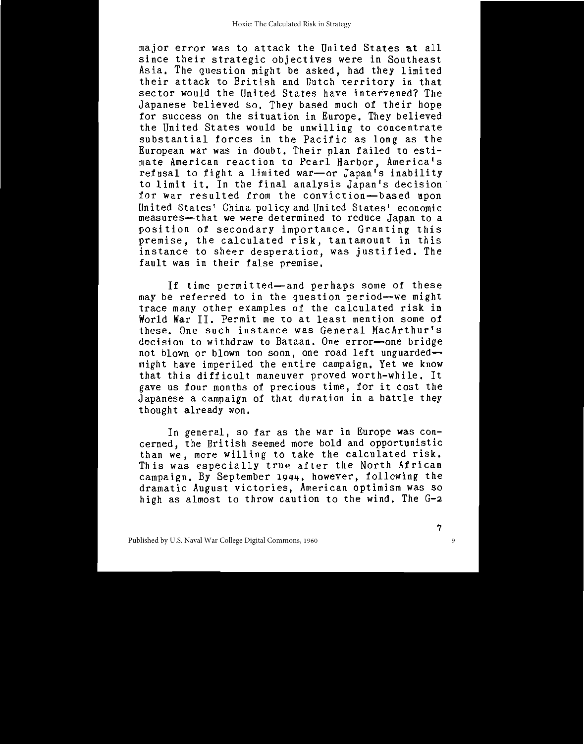major error was to attack the United States at all since their strategic objectives were in Southeast Asia. The question might be asked, had they limited their attack to British and Dutch territory in that sector would the United States have intervened? The Japanese believed so. They based much of their hope for success on the situation in Europe. They believed the United States would be unwilling to concentrate substantial forces in the Pacific as long as the European war was in doubt. Their plan failed to estimate American reaction to Pearl Harbor, America's refusal to fight a limited war—or Japan's inability to limit it. In the final analysis Japan's decision for war resulted from the conviction—based upon United States' China policy and United States' economic measures—that we were determined to reduce Japan to a position of secondary importance. Granting this premise, the calculated risk, tantamount in this instance to sheer desperation, was justified. The fault was in their false premise.

If time permitted—and perhaps some of these may be referred to in the question period—we might trace many other examples of the calculated risk in World War II. Permit me to at least mention some of these. One such instance was General MacArthur's decision to withdraw to Bataan. One error—one bridge not blown or blown too soon, one road left unguarded—might have imperiled the entire campaign. Yet we know that this difficult maneuver proved worth-while. It gave us four months of precious time, for it cost the Japanese a campaign of that duration in a battle they thought already won.

In general, so far as the war in Europe was concerned, the British seemed more bold and opportunistic than we, more willing to take the calculated risk. This was especially true after the North African campaign. By September 1944, however, following the dramatic August victories, American optimism was so high as almost to throw caution to the wind. The G-2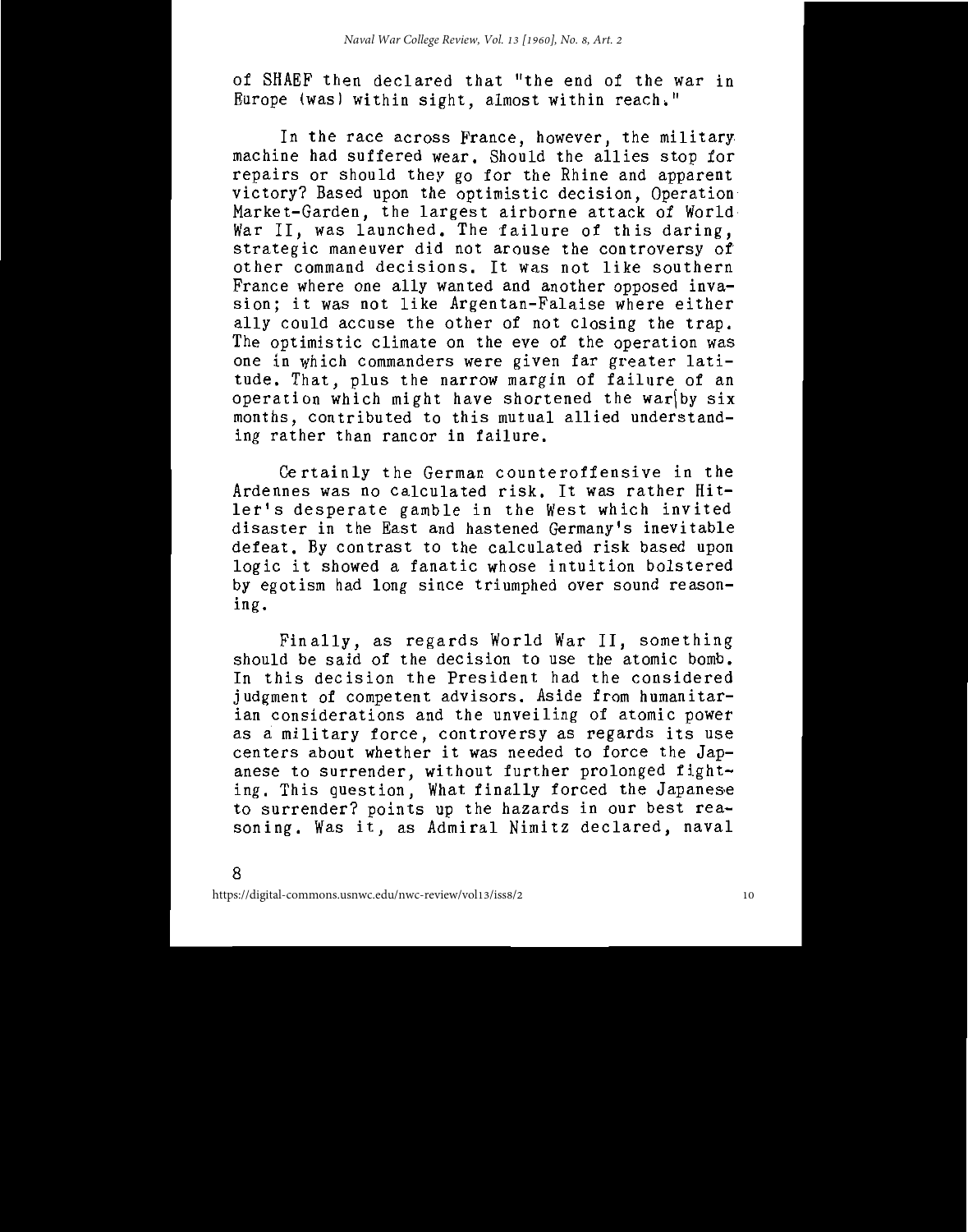of SHAEF then declared that "the end of the war in Europe (was) within sight, almost within reach."

In the race across France, however, the military machine had suffered wear. Should the allies stop for repairs or should they go for the Rhine and apparent victory? Based upon the optimistic decision, Operation Market-Garden, the largest airborne attack of World War II, was launched. The failure of this daring, strategic maneuver did not arouse the controversy of other command decisions. It was not like southern France where one ally wanted and another opposed invasion; it was not like Argentan-Falaise where either ally could accuse the other of not closing the trap. The optimistic climate on the eve of the operation was one in which commanders were given far greater latitude. That, plus the narrow margin of failure of an operation which might have shortened the war by six months, contributed to this mutual allied understanding rather than rancor in failure.

Certainly the German counteroffensive in the Ardennes was no calculated risk. It was rather Hitler's desperate gamble in the West which invited disaster in the East and hastened Germany's inevitable defeat. By contrast to the calculated risk based upon logic it showed a fanatic whose intuition bolstered by egotism had long since triumphed over sound reasoning.

Finally, as regards World War II, something should be said of the decision to use the atomic bomb. In this decision the President had the considered judgment of competent advisors. Aside from humanitarian considerations and the unveiling of atomic power as a military force, controversy as regards its use centers about whether it was needed to force the Japanese to surrender, without further prolonged fighting. This question, What finally forced the Japanese to surrender? points up the hazards in our best reasoning. Was it, as Admiral Nimitz declared, naval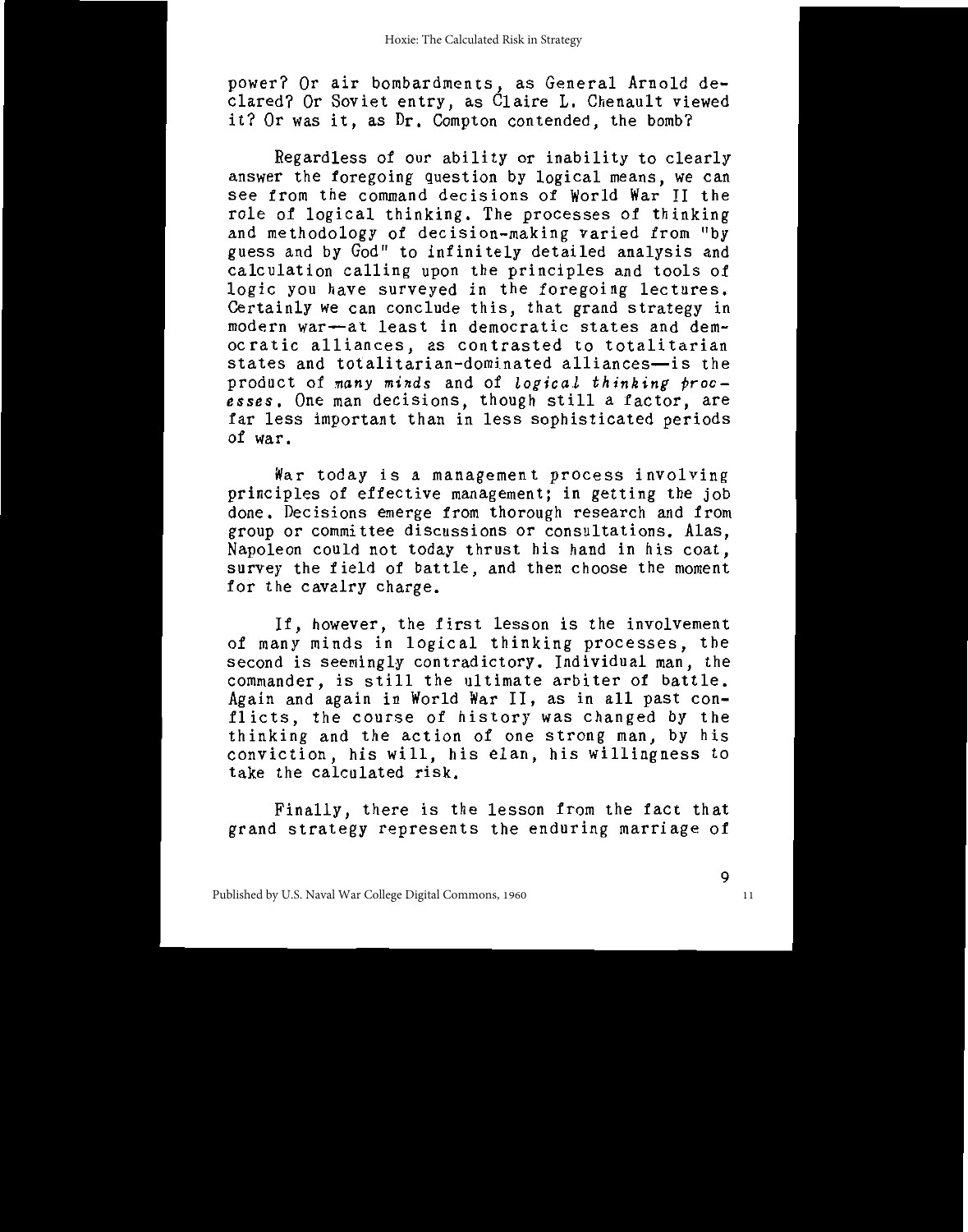power? Or air bombardments, as General Arnold declared? Or Soviet entry, as Claire L. Chenault viewed it? Or was it, as Dr. Compton contended, the bomb?

Regardless of our ability or inability to clearly answer the foregoing question by logical means, we can see from the command decisions of World War II the role of logical thinking. The processes of thinking and methodology of decision-making varied from "by guess and by God" to infinitely detailed analysis and calculation calling upon the principles and tools of logic you have surveyed in the foregoing lectures. Certainly we can conclude this, that grand strategy in modern war—at least in democratic states and democratic alliances, as contrasted to totalitarian states and totalitarian-dominated alliances—is the product of *many minds* and of *logical thinking processes*. One man decisions, though still a factor, are far less important than in less sophisticated periods of war.

War today is a management process involving principles of effective management; in getting the job done. Decisions emerge from thorough research and from group or committee discussions or consultations. Alas, Napoleon could not today thrust his hand in his coat, survey the field of battle, and then choose the moment for the cavalry charge.

If, however, the first lesson is the involvement of many minds in logical thinking processes, the second is seemingly contradictory. Individual man, the commander, is still the ultimate arbiter of battle. Again and again in World War II, as in all past conflicts, the course of history was changed by the thinking and the action of one strong man, by his conviction, his will, his elan, his willingness to take the calculated risk.

Finally, there is the lesson from the fact that grand strategy represents the enduring marriage of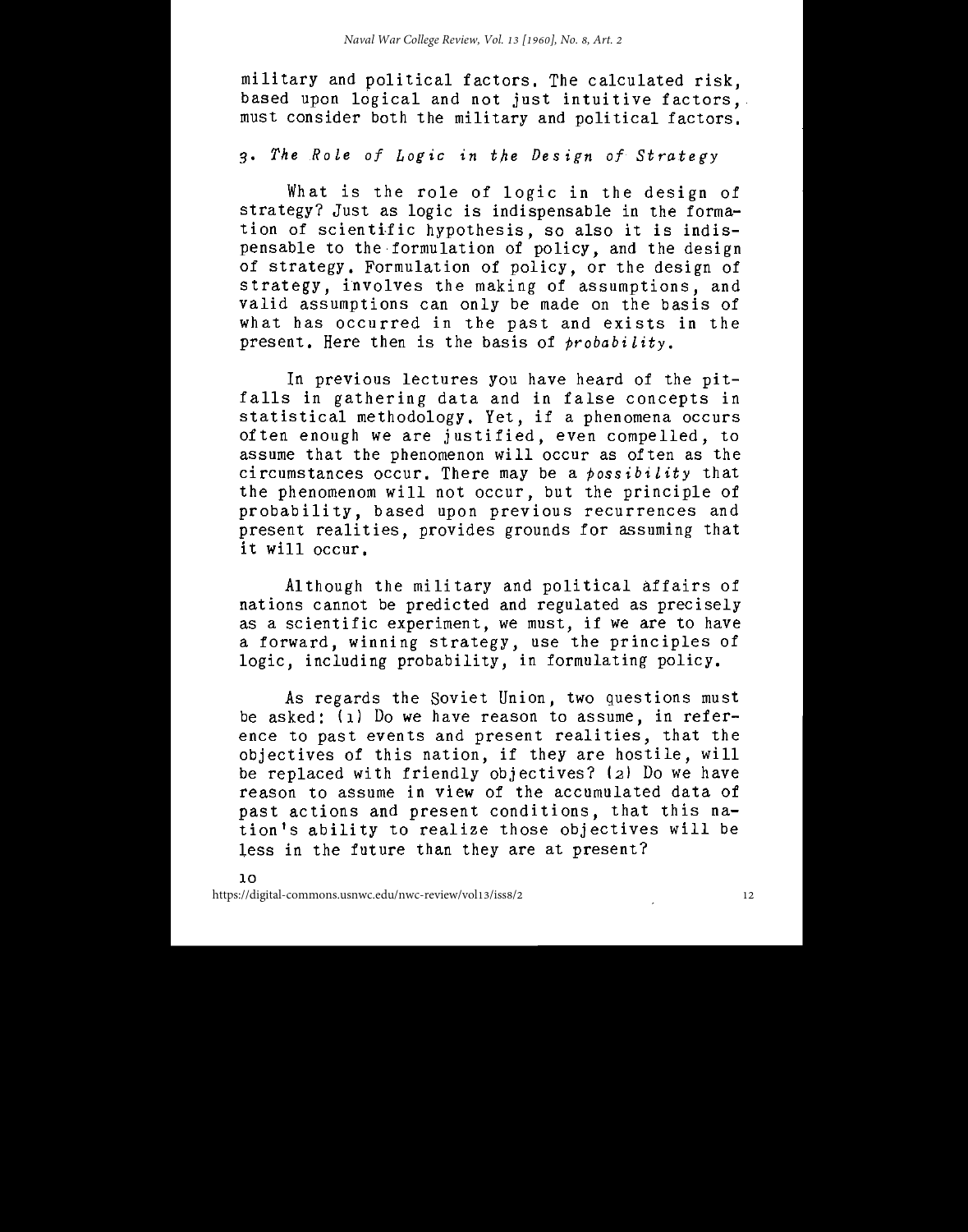military and political factors. The calculated risk, based upon logical and not just intuitive factors, must consider both the military and political factors.

### 3. *The Role of Logic in the Design of Strategy*

What is the role of logic in the design of strategy? Just as logic is indispensable in the formation of scientific hypothesis, so also it is indispensable to the formulation of policy, and the design of strategy. Formulation of policy, or the design of strategy, involves the making of assumptions, and valid assumptions can only be made on the basis of what has occurred in the past and exists in the present. Here then is the basis of *probability*.

In previous lectures you have heard of the pitfalls in gathering data and in false concepts in statistical methodology. Yet, if a phenomena occurs often enough we are justified, even compelled, to assume that the phenomenon will occur as often as the circumstances occur. There may be a *possibility* that the phenomenom will not occur, but the principle of probability, based upon previous recurrences and present realities, provides grounds for assuming that it will occur.

Although the military and political affairs of nations cannot be predicted and regulated as precisely as a scientific experiment, we must, if we are to have a forward, winning strategy, use the principles of logic, including probability, in formulating policy.

As regards the Soviet Union, two questions must be asked: (1) Do we have reason to assume, in reference to past events and present realities, that the objectives of this nation, if they are hostile, will be replaced with friendly objectives? (2) Do we have reason to assume in view of the accumulated data of past actions and present conditions, that this nation's ability to realize those objectives will be less in the future than they are at present?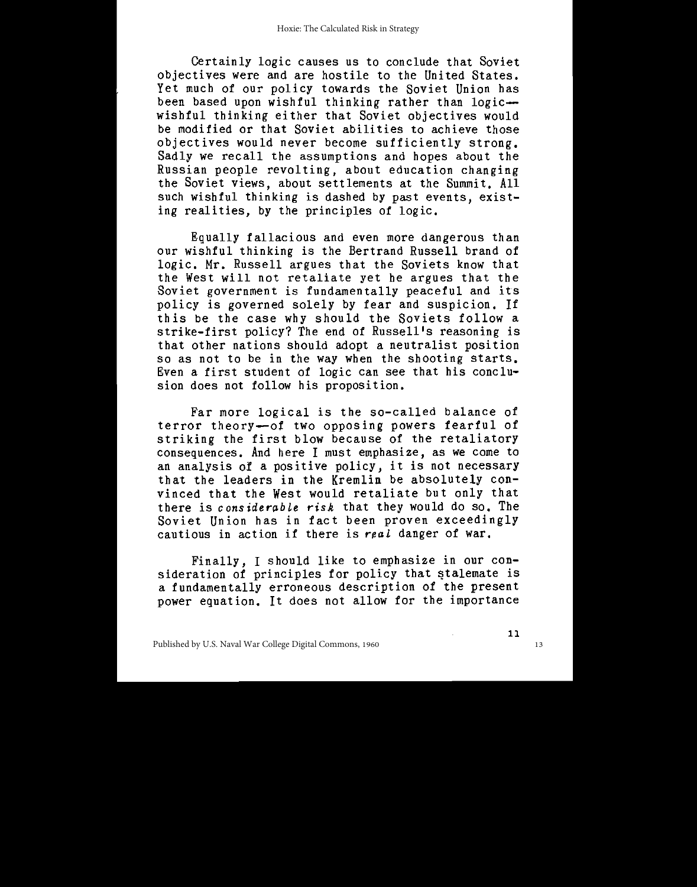Certainly logic causes us to conclude that Soviet objectives were and are hostile to the United States. Yet much of our policy towards the Soviet Union has been based upon wishful thinking rather than logic—wishful thinking either that Soviet objectives would be modified or that Soviet abilities to achieve those objectives would never become sufficiently strong. Sadly we recall the assumptions and hopes about the Russian people revolting, about education changing the Soviet views, about settlements at the Summit. All such wishful thinking is dashed by past events, existing realities, by the principles of logic.

Equally fallacious and even more dangerous than our wishful thinking is the Bertrand Russell brand of logic. Mr. Russell argues that the Soviets know that the West will not retaliate yet he argues that the Soviet government is fundamentally peaceful and its policy is governed solely by fear and suspicion. If this be the case why should the Soviets follow a strike-first policy? The end of Russell's reasoning is that other nations should adopt a neutralist position so as not to be in the way when the shooting starts. Even a first student of logic can see that his conclusion does not follow his proposition.

Far more logical is the so-called balance of terror theory—of two opposing powers fearful of striking the first blow because of the retaliatory consequences. And here I must emphasize, as we come to an analysis of a positive policy, it is not necessary that the leaders in the Kremlin be absolutely convinced that the West would retaliate but only that there is *considerable risk* that they would do so. The Soviet Union has in fact been proven exceedingly cautious in action if there is *real* danger of war.

Finally, I should like to emphasize in our consideration of principles for policy that stalemate is a fundamentally erroneous description of the present power equation. It does not allow for the importance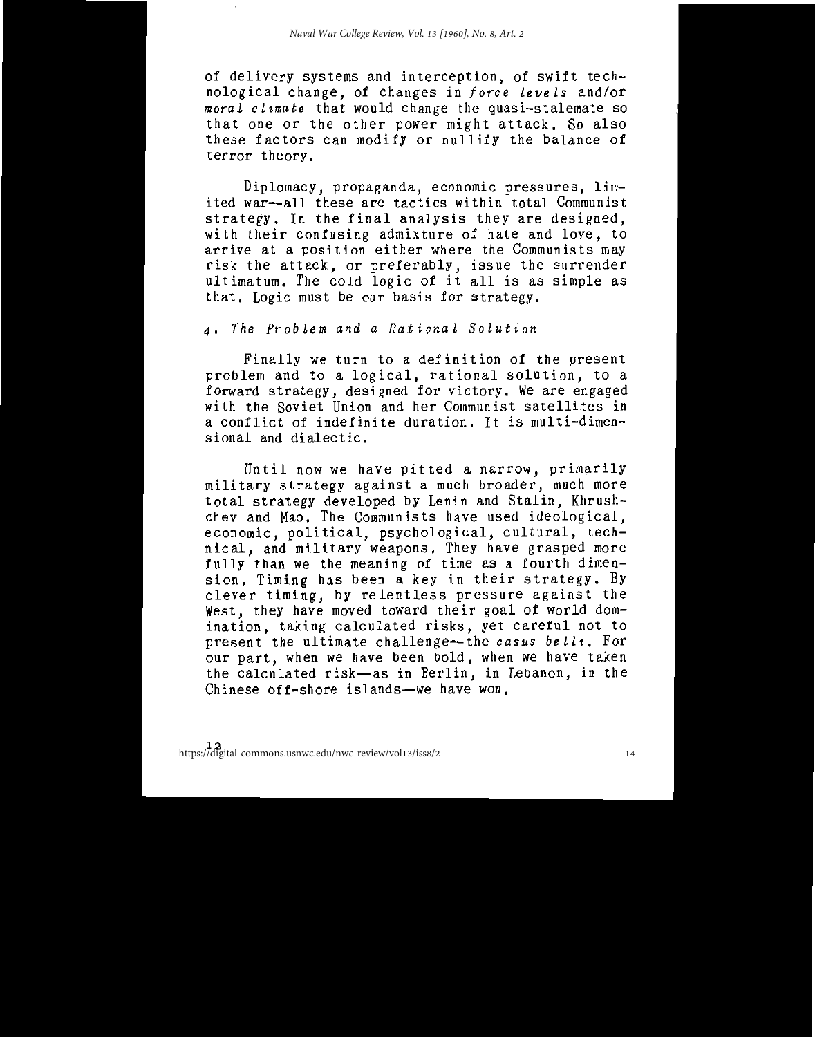of delivery systems and interception, of swift technological change, of changes in *force levels* and/or *moral climate* that would change the quasi-stalemate so that one or the other power might attack. So also these factors can modify or nullify the balance of terror theory.

Diplomacy, propaganda, economic pressures, limited war—all these are tactics within total Communist strategy. In the final analysis they are designed, with their confusing admixture of hate and love, to arrive at a position either where the Communists may risk the attack, or preferably, issue the surrender ultimatum. The cold logic of it all is as simple as that. Logic must be our basis for strategy.

### *4. The Problem and a Rational Solution*

Finally we turn to a definition of the present problem and to a logical, rational solution, to a forward strategy, designed for victory. We are engaged with the Soviet Union and her Communist satellites in a conflict of indefinite duration. It is multi-dimensional and dialectic.

Until now we have pitted a narrow, primarily military strategy against a much broader, much more total strategy developed by Lenin and Stalin, Khrushchev and Mao. The Communists have used ideological, economic, political, psychological, cultural, technical, and military weapons. They have grasped more fully than we the meaning of time as a fourth dimension. Timing has been a key in their strategy. By clever timing, by relentless pressure against the West, they have moved toward their goal of world domination, taking calculated risks, yet careful not to present the ultimate challenge—the *casus belli*. For our part, when we have been bold, when we have taken the calculated risk—as in Berlin, in Lebanon, in the Chinese off-shore islands—we have won.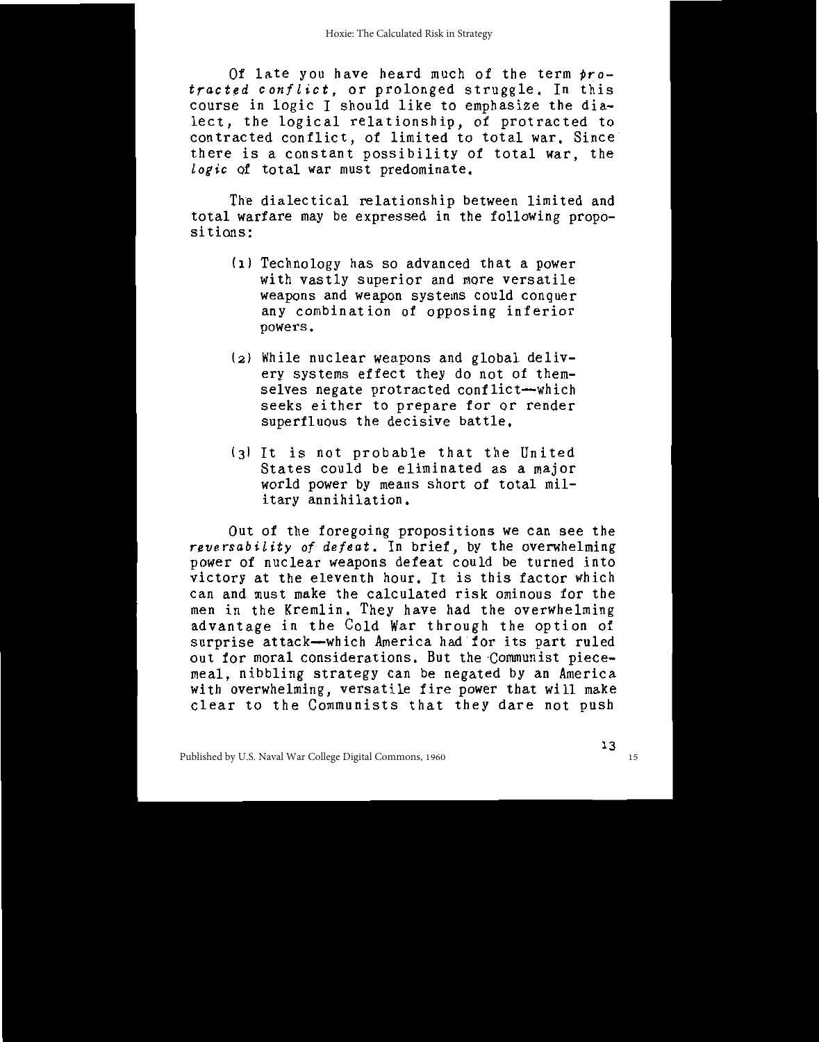Of late you have heard much of the term *protracted conflict*, or prolonged struggle. In this course in logic I should like to emphasize the dialect, the logical relationship, of protracted to contracted conflict, of limited to total war. Since there is a constant possibility of total war, the *logic* of total war must predominate.

The dialectical relationship between limited and total warfare may be expressed in the following propositions:

(1) Technology has so advanced that a power with vastly superior and more versatile weapons and weapon systems could conquer any combination of opposing inferior powers.

(2) While nuclear weapons and global delivery systems effect they do not of themselves negate protracted conflict—which seeks either to prepare for or render superfluous the decisive battle.

(3) It is not probable that the United States could be eliminated as a major world power by means short of total military annihilation.

Out of the foregoing propositions we can see the *reversability of defeat*. In brief, by the overwhelming power of nuclear weapons defeat could be turned into victory at the eleventh hour. It is this factor which can and must make the calculated risk ominous for the men in the Kremlin. They have had the overwhelming advantage in the Cold War through the option of surprise attack—which America had for its part ruled out for moral considerations. But the Communist piecemeal, nibbling strategy can be negated by an America with overwhelming, versatile fire power that will make clear to the Communists that they dare not push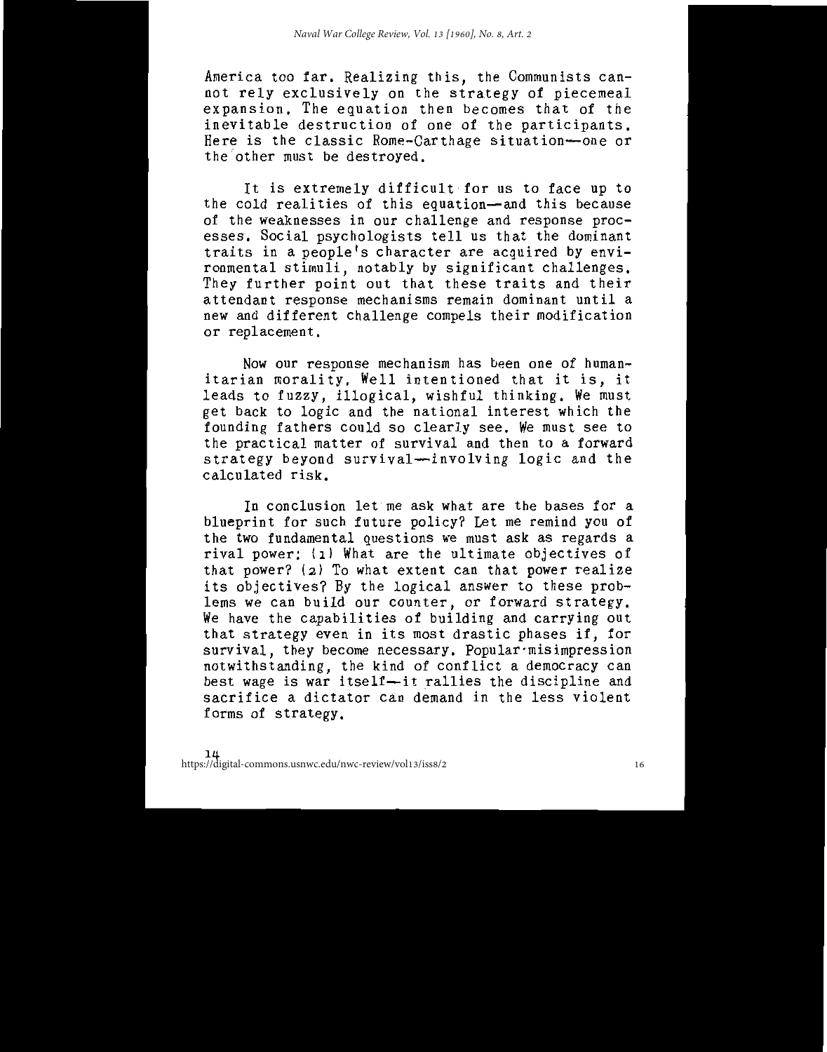America too far. Realizing this, the Communists cannot rely exclusively on the strategy of piecemeal expansion. The equation then becomes that of the inevitable destruction of one of the participants. Here is the classic Rome-Carthage situation—one or the other must be destroyed.

It is extremely difficult for us to face up to the cold realities of this equation—and this because of the weaknesses in our challenge and response processes. Social psychologists tell us that the dominant traits in a people's character are acquired by environmental stimuli, notably by significant challenges. They further point out that these traits and their attendant response mechanisms remain dominant until a new and different challenge compels their modification or replacement.

Now our response mechanism has been one of humanitarian morality. Well intentioned that it is, it leads to fuzzy, illogical, wishful thinking. We must get back to logic and the national interest which the founding fathers could so clearly see. We must see to the practical matter of survival and then to a forward strategy beyond survival—involving logic and the calculated risk.

In conclusion let me ask what are the bases for a blueprint for such future policy? Let me remind you of the two fundamental questions we must ask as regards a rival power: (1) What are the ultimate objectives of that power? (2) To what extent can that power realize its objectives? By the logical answer to these problems we can build our counter, or forward strategy. We have the capabilities of building and carrying out that strategy even in its most drastic phases if, for survival, they become necessary. Popular misimpression notwithstanding, the kind of conflict a democracy can best wage is war itself—it rallies the discipline and sacrifice a dictator can demand in the less violent forms of strategy.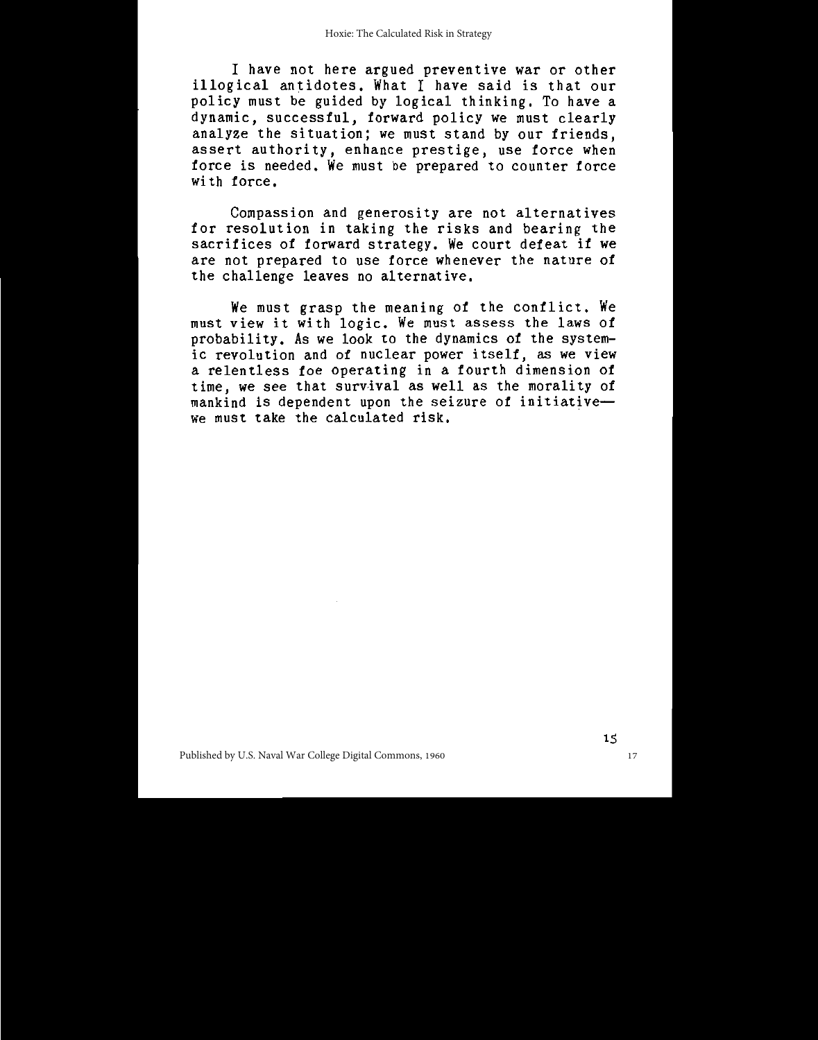I have not here argued preventive war or other illogical antidotes. What I have said is that our policy must be guided by logical thinking. To have a dynamic, successful, forward policy we must clearly analyze the situation; we must stand by our friends, assert authority, enhance prestige, use force when force is needed. We must be prepared to counter force with force.

Compassion and generosity are not alternatives for resolution in taking the risks and bearing the sacrifices of forward strategy. We court defeat if we are not prepared to use force whenever the nature of the challenge leaves no alternative.

We must grasp the meaning of the conflict. We must view it with logic. We must assess the laws of probability. As we look to the dynamics of the systemic revolution and of nuclear power itself, as we view a relentless foe operating in a fourth dimension of time, we see that survival as well as the morality of mankind is dependent upon the seizure of initiative—we must take the calculated risk.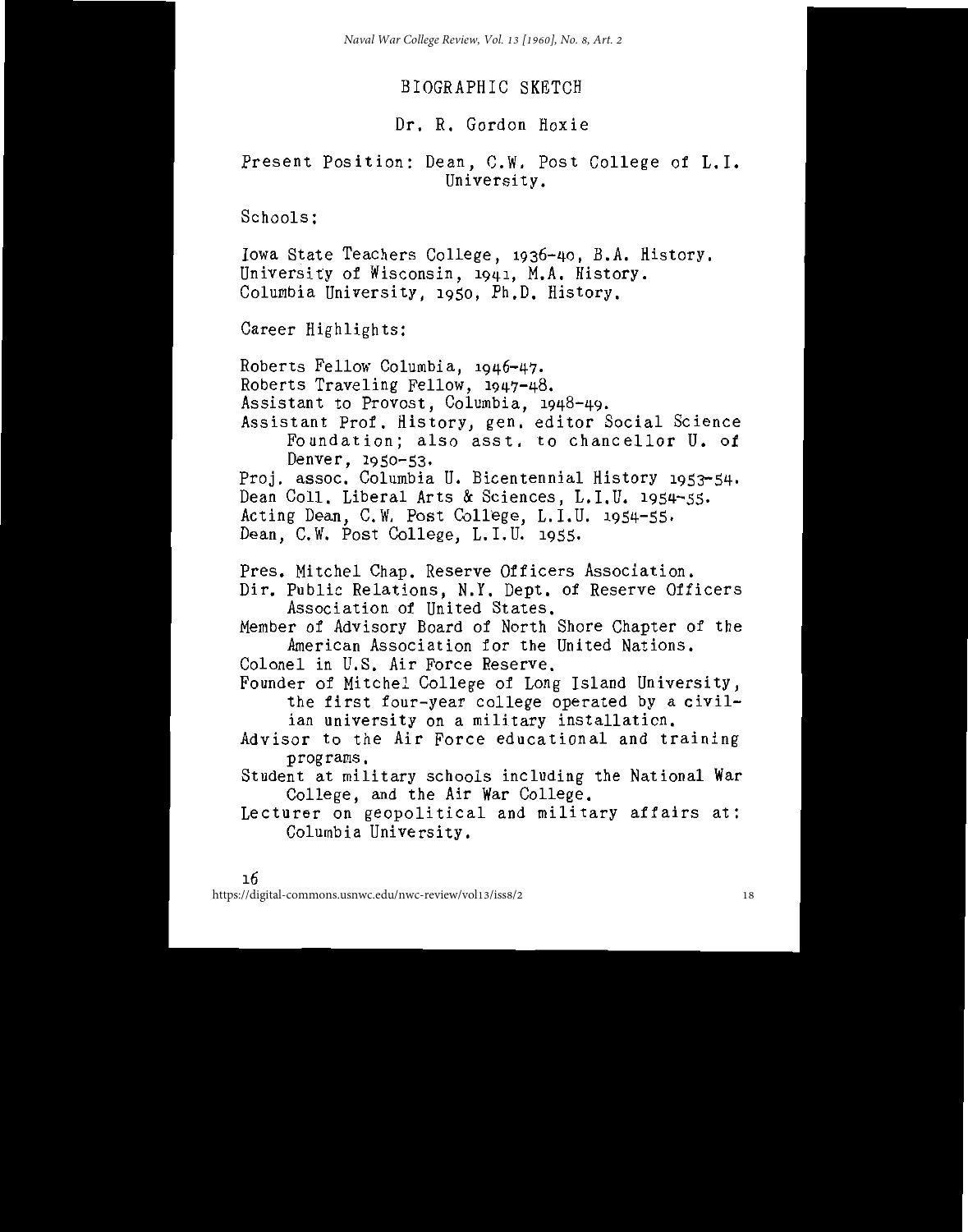# BIOGRAPHIC SKETCH

## Dr. R. Gordon Hoxie

Present Position: Dean, C.W. Post College of L.I. University.

Schools:

Iowa State Teachers College, 1936-40, B.A. History.
University of Wisconsin, 1941, M.A. History.
Columbia University, 1950, Ph.D. History.

Career Highlights:

Roberts Fellow Columbia, 1946-47.
Roberts Traveling Fellow, 1947-48.
Assistant to Provost, Columbia, 1948-49.
Assistant Prof. History, gen. editor Social Science Foundation; also asst. to chancellor U. of Denver, 1950-53.
Proj. assoc. Columbia U. Bicentennial History 1953-54.
Dean Coll. Liberal Arts & Sciences, L.I.U. 1954-55.
Acting Dean, C.W. Post College, L.I.U. 1954-55.
Dean, C.W. Post College, L.I.U. 1955.

Pres. Mitchel Chap. Reserve Officers Association.
Dir. Public Relations, N.Y. Dept. of Reserve Officers Association of United States.
Member of Advisory Board of North Shore Chapter of the American Association for the United Nations.
Colonel in U.S. Air Force Reserve.
Founder of Mitchel College of Long Island University, the first four-year college operated by a civilian university on a military installation.
Advisor to the Air Force educational and training programs.
Student at military schools including the National War College, and the Air War College.
Lecturer on geopolitical and military affairs at: Columbia University.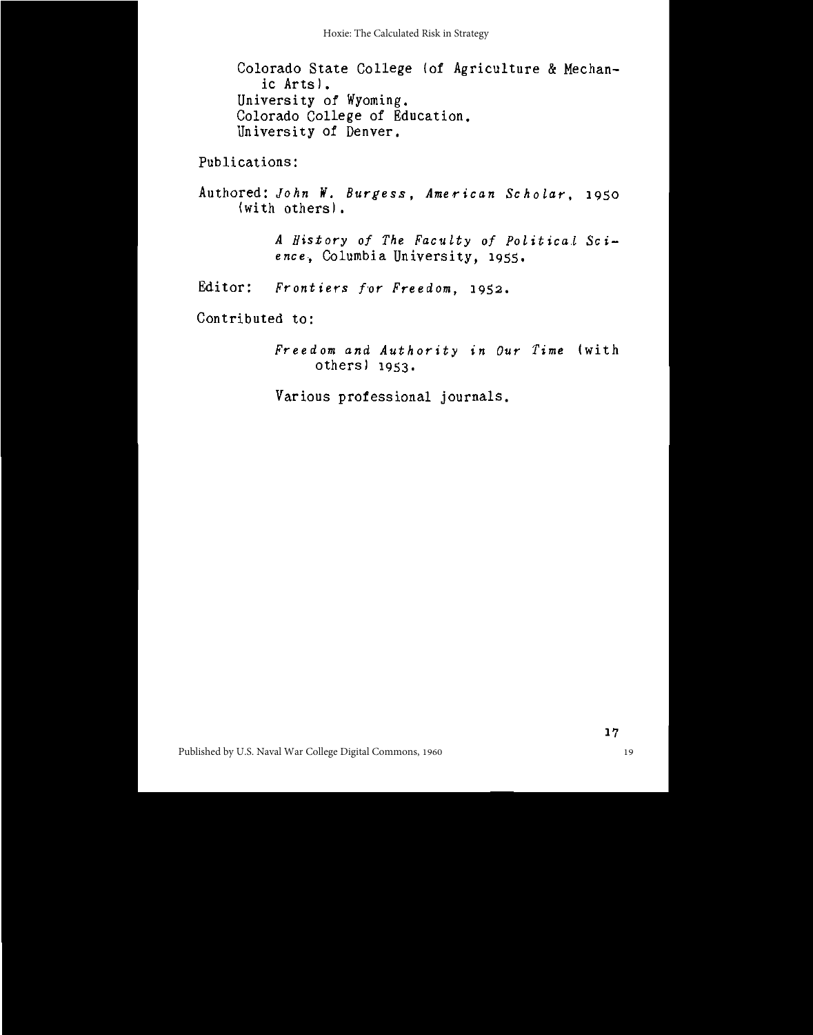Colorado State College (of Agriculture & Mechanic Arts).
University of Wyoming.
Colorado College of Education.
University of Denver.

Publications:

Authored: *John W. Burgess, American Scholar*, 1950 (with others).

*A History of The Faculty of Political Science*, Columbia University, 1955.

Editor: *Frontiers for Freedom*, 1952.

Contributed to:

*Freedom and Authority in Our Time* (with others) 1953.

Various professional journals.